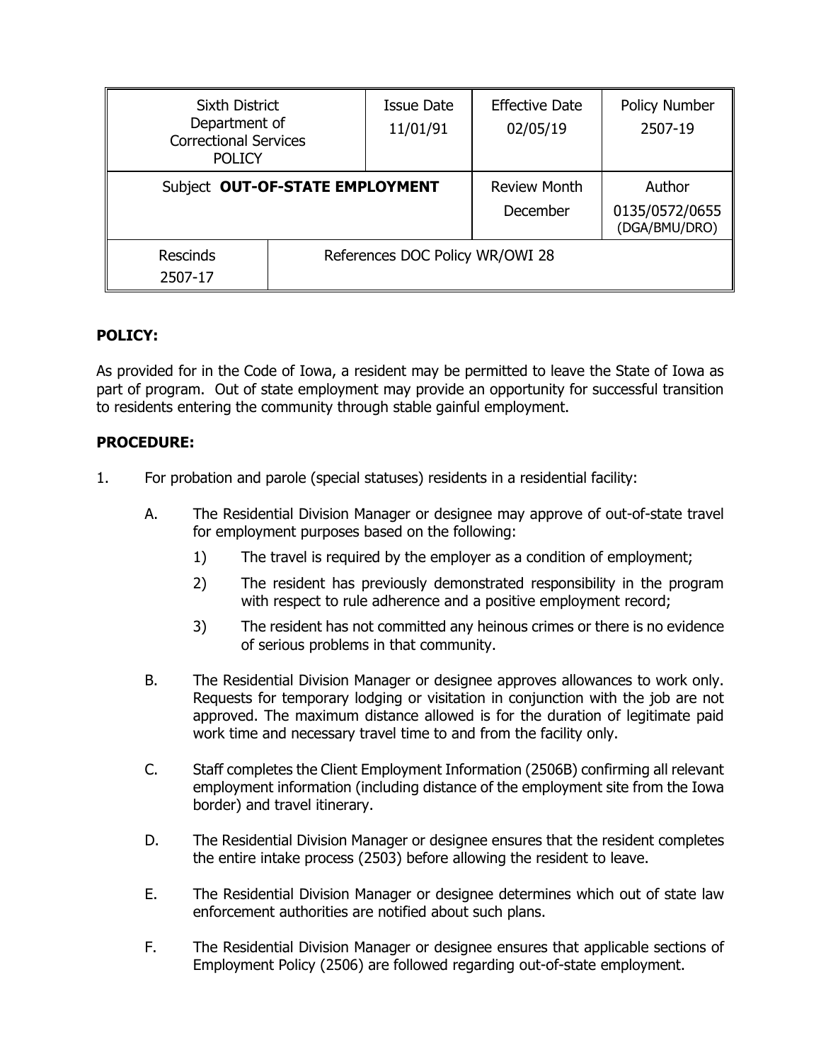| Sixth District Department of Correctional Services POLICY | | Issue Date 11/01/91 | Effective Date 02/05/19 | Policy Number 2507-19 |
|---|---|---|---|---|
| Subject **OUT-OF-STATE EMPLOYMENT** | | | Review Month December | Author 0135/0572/0655 (DGA/BMU/DRO) |
| Rescinds 2507-17 | References DOC Policy WR/OWI 28 | | | |

**POLICY:**

As provided for in the Code of Iowa, a resident may be permitted to leave the State of Iowa as part of program. Out of state employment may provide an opportunity for successful transition to residents entering the community through stable gainful employment.

**PROCEDURE:**

1. For probation and parole (special statuses) residents in a residential facility:

   A. The Residential Division Manager or designee may approve of out-of-state travel for employment purposes based on the following:

      1) The travel is required by the employer as a condition of employment;

      2) The resident has previously demonstrated responsibility in the program with respect to rule adherence and a positive employment record;

      3) The resident has not committed any heinous crimes or there is no evidence of serious problems in that community.

   B. The Residential Division Manager or designee approves allowances to work only. Requests for temporary lodging or visitation in conjunction with the job are not approved. The maximum distance allowed is for the duration of legitimate paid work time and necessary travel time to and from the facility only.

   C. Staff completes the Client Employment Information (2506B) confirming all relevant employment information (including distance of the employment site from the Iowa border) and travel itinerary.

   D. The Residential Division Manager or designee ensures that the resident completes the entire intake process (2503) before allowing the resident to leave.

   E. The Residential Division Manager or designee determines which out of state law enforcement authorities are notified about such plans.

   F. The Residential Division Manager or designee ensures that applicable sections of Employment Policy (2506) are followed regarding out-of-state employment.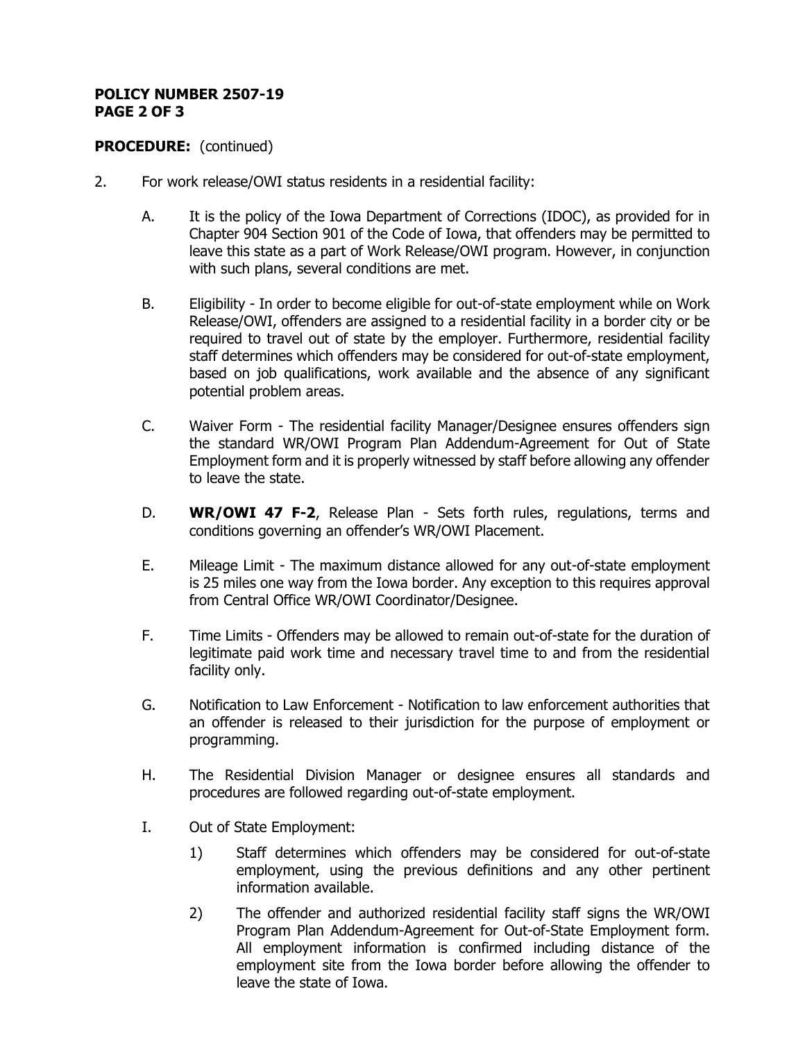**PROCEDURE:** (continued)

2. For work release/OWI status residents in a residential facility:

   A. It is the policy of the Iowa Department of Corrections (IDOC), as provided for in Chapter 904 Section 901 of the Code of Iowa, that offenders may be permitted to leave this state as a part of Work Release/OWI program. However, in conjunction with such plans, several conditions are met.

   B. Eligibility - In order to become eligible for out-of-state employment while on Work Release/OWI, offenders are assigned to a residential facility in a border city or be required to travel out of state by the employer. Furthermore, residential facility staff determines which offenders may be considered for out-of-state employment, based on job qualifications, work available and the absence of any significant potential problem areas.

   C. Waiver Form - The residential facility Manager/Designee ensures offenders sign the standard WR/OWI Program Plan Addendum-Agreement for Out of State Employment form and it is properly witnessed by staff before allowing any offender to leave the state.

   D. **WR/OWI 47 F-2**, Release Plan - Sets forth rules, regulations, terms and conditions governing an offender's WR/OWI Placement.

   E. Mileage Limit - The maximum distance allowed for any out-of-state employment is 25 miles one way from the Iowa border. Any exception to this requires approval from Central Office WR/OWI Coordinator/Designee.

   F. Time Limits - Offenders may be allowed to remain out-of-state for the duration of legitimate paid work time and necessary travel time to and from the residential facility only.

   G. Notification to Law Enforcement - Notification to law enforcement authorities that an offender is released to their jurisdiction for the purpose of employment or programming.

   H. The Residential Division Manager or designee ensures all standards and procedures are followed regarding out-of-state employment.

   I. Out of State Employment:

      1) Staff determines which offenders may be considered for out-of-state employment, using the previous definitions and any other pertinent information available.

      2) The offender and authorized residential facility staff signs the WR/OWI Program Plan Addendum-Agreement for Out-of-State Employment form. All employment information is confirmed including distance of the employment site from the Iowa border before allowing the offender to leave the state of Iowa.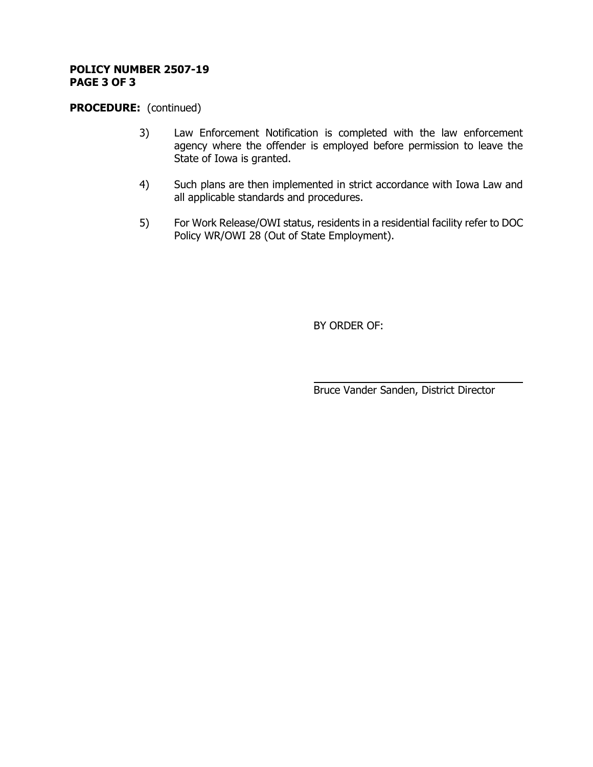**PROCEDURE:** (continued)

3) Law Enforcement Notification is completed with the law enforcement agency where the offender is employed before permission to leave the State of Iowa is granted.

4) Such plans are then implemented in strict accordance with Iowa Law and all applicable standards and procedures.

5) For Work Release/OWI status, residents in a residential facility refer to DOC Policy WR/OWI 28 (Out of State Employment).

BY ORDER OF:

Bruce Vander Sanden, District Director